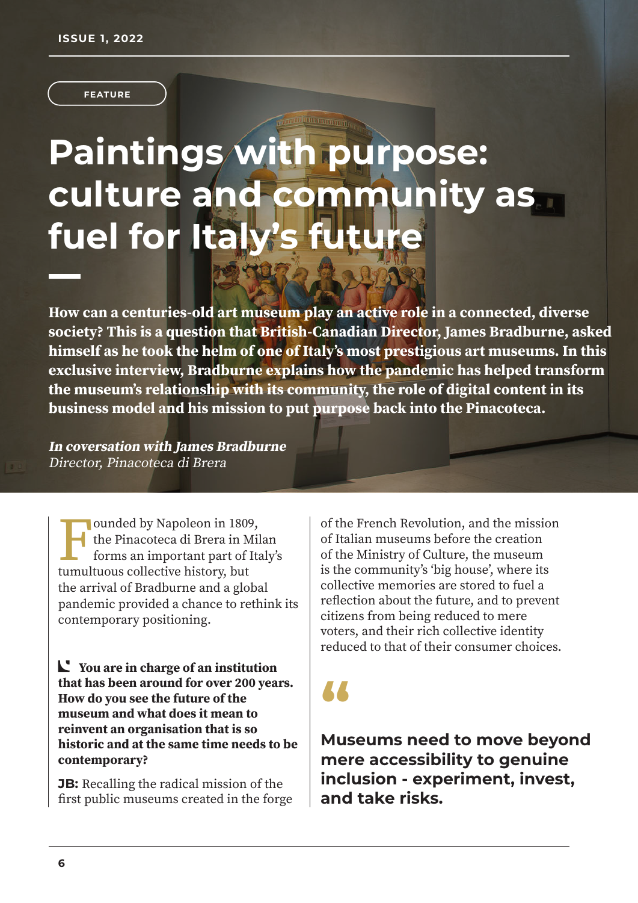FEATURE

# Paintings with purpose: culture and community as fuel for Italy's future

**How can a centuries-old art museum play an active role in a connected, diverse society? This is a question that British-Canadian Director, James Bradburne, asked himself as he took the helm of one of Italy's most prestigious art museums. In this exclusive interview, Bradburne explains how the pandemic has helped transform the museum's relationship with its community, the role of digital content in its business model and his mission to put purpose back into the Pinacoteca.**

***In coversation with James Bradburne***
*Director, Pinacoteca di Brera*

Founded by Napoleon in 1809, the Pinacoteca di Brera in Milan forms an important part of Italy's tumultuous collective history, but the arrival of Bradburne and a global pandemic provided a chance to rethink its contemporary positioning.

**You are in charge of an institution that has been around for over 200 years. How do you see the future of the museum and what does it mean to reinvent an organisation that is so historic and at the same time needs to be contemporary?**

**JB:** Recalling the radical mission of the first public museums created in the forge of the French Revolution, and the mission of Italian museums before the creation of the Ministry of Culture, the museum is the community's 'big house', where its collective memories are stored to fuel a reflection about the future, and to prevent citizens from being reduced to mere voters, and their rich collective identity reduced to that of their consumer choices.

> **Museums need to move beyond mere accessibility to genuine inclusion - experiment, invest, and take risks.**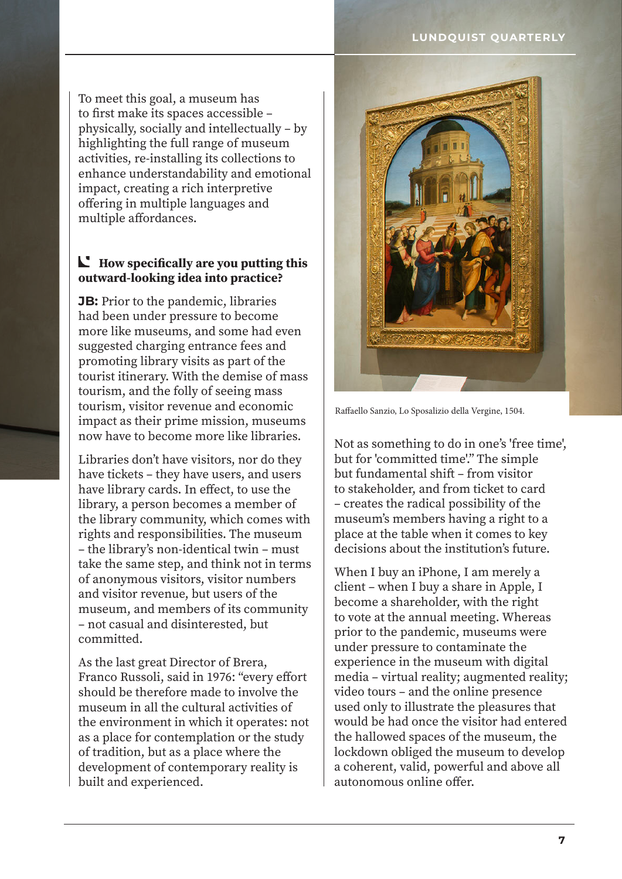To meet this goal, a museum has to first make its spaces accessible – physically, socially and intellectually – by highlighting the full range of museum activities, re-installing its collections to enhance understandability and emotional impact, creating a rich interpretive offering in multiple languages and multiple affordances.

**How specifically are you putting this outward-looking idea into practice?**

**JB:** Prior to the pandemic, libraries had been under pressure to become more like museums, and some had even suggested charging entrance fees and promoting library visits as part of the tourist itinerary. With the demise of mass tourism, and the folly of seeing mass tourism, visitor revenue and economic impact as their prime mission, museums now have to become more like libraries.

Libraries don't have visitors, nor do they have tickets – they have users, and users have library cards. In effect, to use the library, a person becomes a member of the library community, which comes with rights and responsibilities. The museum – the library's non-identical twin – must take the same step, and think not in terms of anonymous visitors, visitor numbers and visitor revenue, but users of the museum, and members of its community – not casual and disinterested, but committed.

As the last great Director of Brera, Franco Russoli, said in 1976: "every effort should be therefore made to involve the museum in all the cultural activities of the environment in which it operates: not as a place for contemplation or the study of tradition, but as a place where the development of contemporary reality is built and experienced.

Raffaello Sanzio, Lo Sposalizio della Vergine, 1504.

Not as something to do in one's 'free time', but for 'committed time'." The simple but fundamental shift – from visitor to stakeholder, and from ticket to card – creates the radical possibility of the museum's members having a right to a place at the table when it comes to key decisions about the institution's future.

When I buy an iPhone, I am merely a client – when I buy a share in Apple, I become a shareholder, with the right to vote at the annual meeting. Whereas prior to the pandemic, museums were under pressure to contaminate the experience in the museum with digital media – virtual reality; augmented reality; video tours – and the online presence used only to illustrate the pleasures that would be had once the visitor had entered the hallowed spaces of the museum, the lockdown obliged the museum to develop a coherent, valid, powerful and above all autonomous online offer.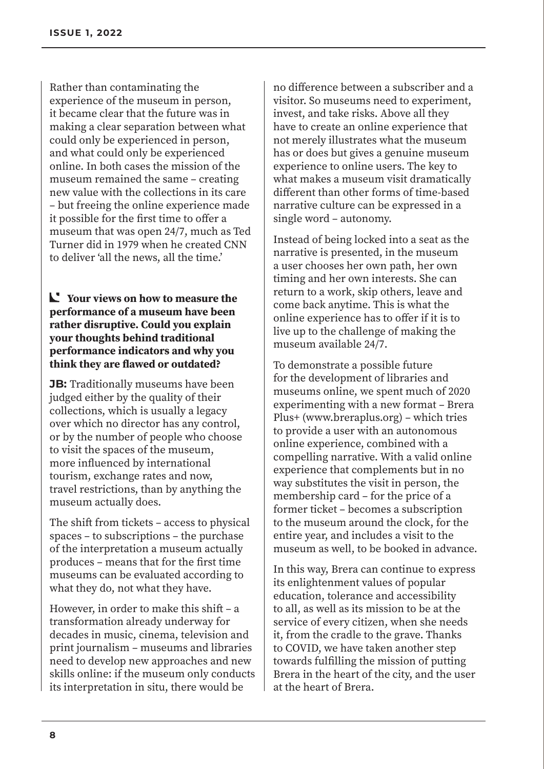Rather than contaminating the experience of the museum in person, it became clear that the future was in making a clear separation between what could only be experienced in person, and what could only be experienced online. In both cases the mission of the museum remained the same – creating new value with the collections in its care – but freeing the online experience made it possible for the first time to offer a museum that was open 24/7, much as Ted Turner did in 1979 when he created CNN to deliver 'all the news, all the time.'

**Your views on how to measure the performance of a museum have been rather disruptive. Could you explain your thoughts behind traditional performance indicators and why you think they are flawed or outdated?**

**JB:** Traditionally museums have been judged either by the quality of their collections, which is usually a legacy over which no director has any control, or by the number of people who choose to visit the spaces of the museum, more influenced by international tourism, exchange rates and now, travel restrictions, than by anything the museum actually does.

The shift from tickets – access to physical spaces – to subscriptions – the purchase of the interpretation a museum actually produces – means that for the first time museums can be evaluated according to what they do, not what they have.

However, in order to make this shift – a transformation already underway for decades in music, cinema, television and print journalism – museums and libraries need to develop new approaches and new skills online: if the museum only conducts its interpretation in situ, there would be no difference between a subscriber and a visitor. So museums need to experiment, invest, and take risks. Above all they have to create an online experience that not merely illustrates what the museum has or does but gives a genuine museum experience to online users. The key to what makes a museum visit dramatically different than other forms of time-based narrative culture can be expressed in a single word – autonomy.

Instead of being locked into a seat as the narrative is presented, in the museum a user chooses her own path, her own timing and her own interests. She can return to a work, skip others, leave and come back anytime. This is what the online experience has to offer if it is to live up to the challenge of making the museum available 24/7.

To demonstrate a possible future for the development of libraries and museums online, we spent much of 2020 experimenting with a new format – Brera Plus+ (www.breraplus.org) – which tries to provide a user with an autonomous online experience, combined with a compelling narrative. With a valid online experience that complements but in no way substitutes the visit in person, the membership card – for the price of a former ticket – becomes a subscription to the museum around the clock, for the entire year, and includes a visit to the museum as well, to be booked in advance.

In this way, Brera can continue to express its enlightenment values of popular education, tolerance and accessibility to all, as well as its mission to be at the service of every citizen, when she needs it, from the cradle to the grave. Thanks to COVID, we have taken another step towards fulfilling the mission of putting Brera in the heart of the city, and the user at the heart of Brera.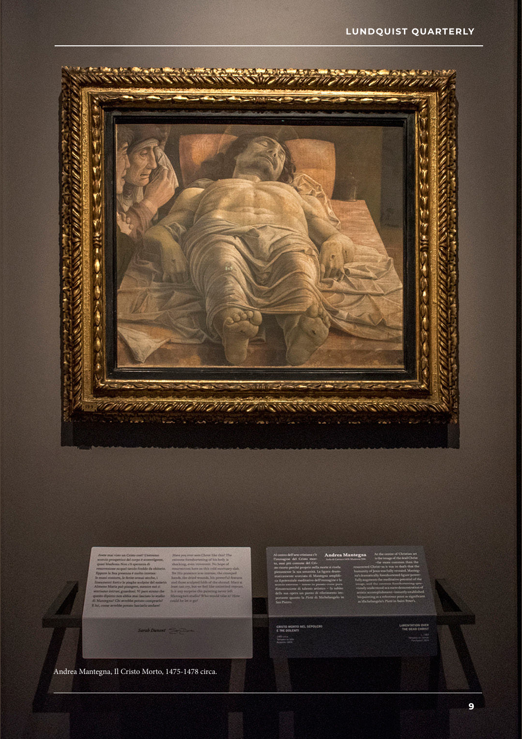Andrea Mantegna, Il Cristo Morto, 1475-1478 circa.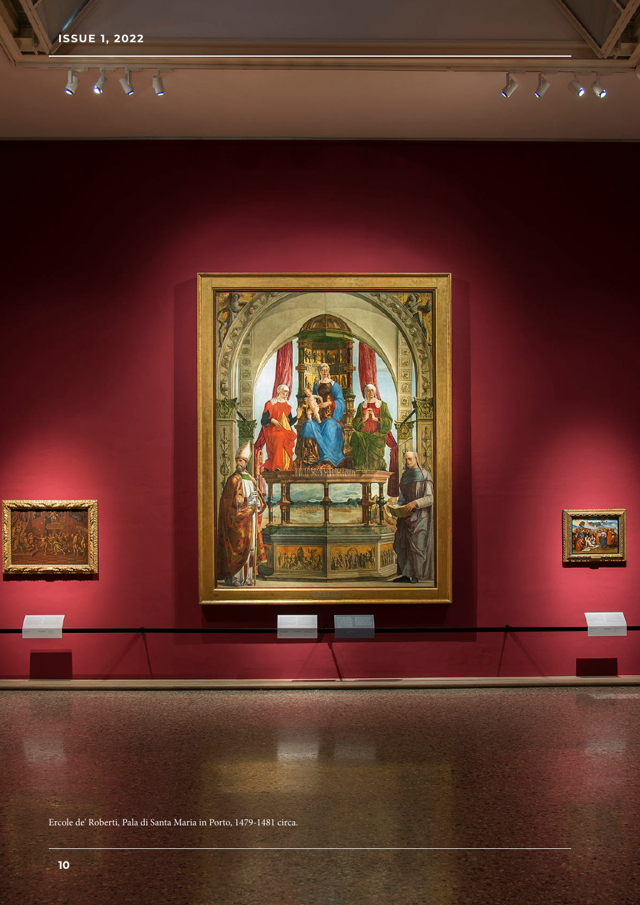Ercole de' Roberti, Pala di Santa Maria in Porto, 1479-1481 circa.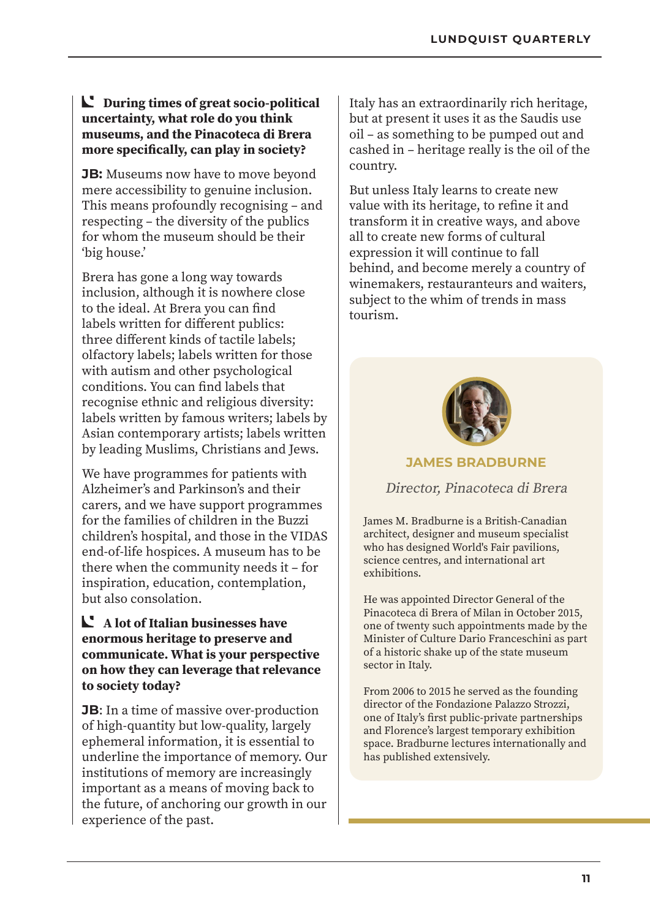**During times of great socio-political uncertainty, what role do you think museums, and the Pinacoteca di Brera more specifically, can play in society?**

**JB:** Museums now have to move beyond mere accessibility to genuine inclusion. This means profoundly recognising – and respecting – the diversity of the publics for whom the museum should be their 'big house.'

Brera has gone a long way towards inclusion, although it is nowhere close to the ideal. At Brera you can find labels written for different publics: three different kinds of tactile labels; olfactory labels; labels written for those with autism and other psychological conditions. You can find labels that recognise ethnic and religious diversity: labels written by famous writers; labels by Asian contemporary artists; labels written by leading Muslims, Christians and Jews.

We have programmes for patients with Alzheimer's and Parkinson's and their carers, and we have support programmes for the families of children in the Buzzi children's hospital, and those in the VIDAS end-of-life hospices. A museum has to be there when the community needs it – for inspiration, education, contemplation, but also consolation.

**A lot of Italian businesses have enormous heritage to preserve and communicate. What is your perspective on how they can leverage that relevance to society today?**

**JB**: In a time of massive over-production of high-quantity but low-quality, largely ephemeral information, it is essential to underline the importance of memory. Our institutions of memory are increasingly important as a means of moving back to the future, of anchoring our growth in our experience of the past.

Italy has an extraordinarily rich heritage, but at present it uses it as the Saudis use oil – as something to be pumped out and cashed in – heritage really is the oil of the country.

But unless Italy learns to create new value with its heritage, to refine it and transform it in creative ways, and above all to create new forms of cultural expression it will continue to fall behind, and become merely a country of winemakers, restauranteurs and waiters, subject to the whim of trends in mass tourism.

**JAMES BRADBURNE**

*Director, Pinacoteca di Brera*

James M. Bradburne is a British-Canadian architect, designer and museum specialist who has designed World's Fair pavilions, science centres, and international art exhibitions.

He was appointed Director General of the Pinacoteca di Brera of Milan in October 2015, one of twenty such appointments made by the Minister of Culture Dario Franceschini as part of a historic shake up of the state museum sector in Italy.

From 2006 to 2015 he served as the founding director of the Fondazione Palazzo Strozzi, one of Italy's first public-private partnerships and Florence's largest temporary exhibition space. Bradburne lectures internationally and has published extensively.